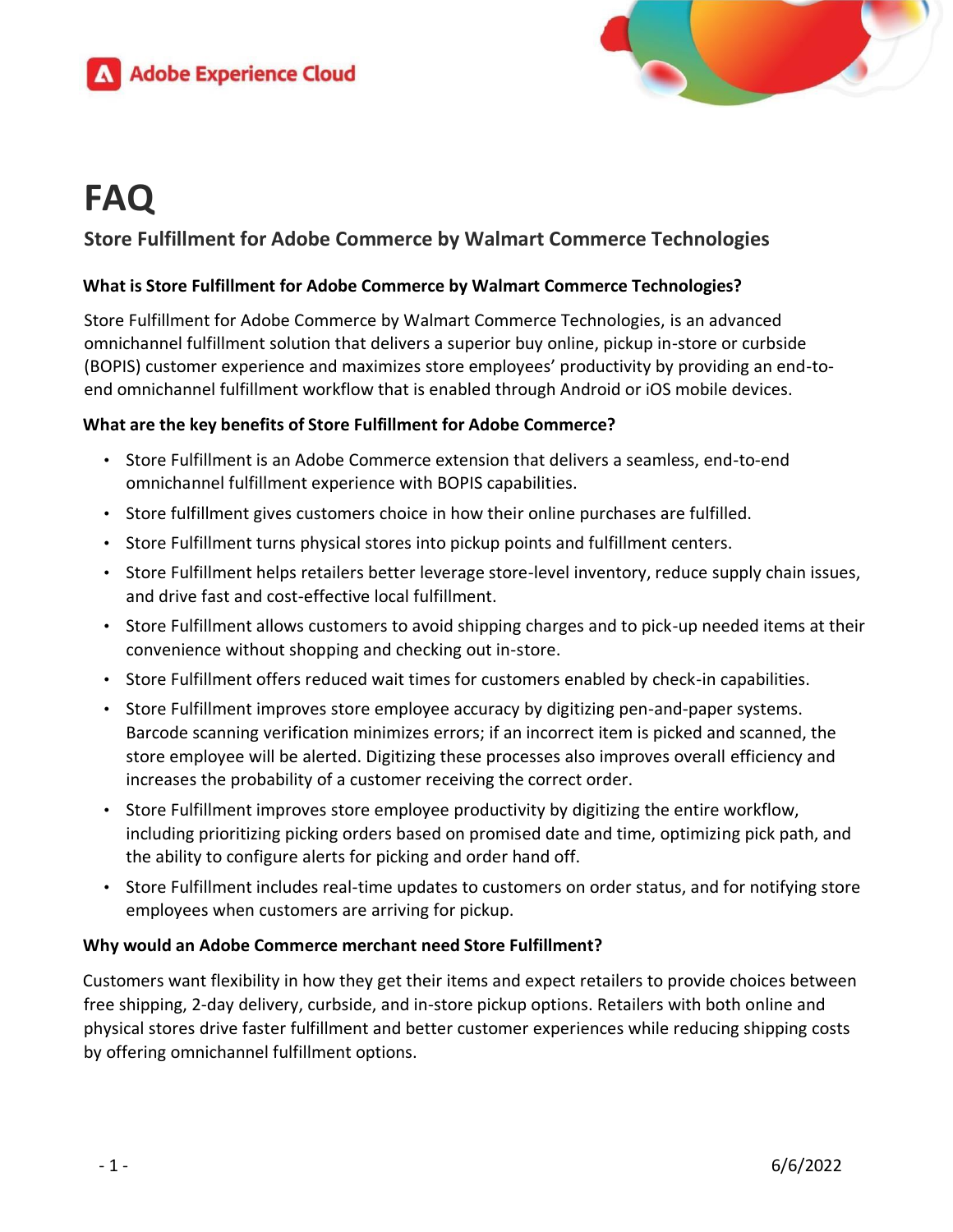Adobe Experience Cloud

# FAQ

## Store Fulfillment for Adobe Commerce by Walmart Commerce Technologies

### What is Store Fulfillment for Adobe Commerce by Walmart Commerce Technologies?

Store Fulfillment for Adobe Commerce by Walmart Commerce Technologies, is an advanced omnichannel fulfillment solution that delivers a superior buy online, pickup in-store or curbside (BOPIS) customer experience and maximizes store employees' productivity by providing an end-to-end omnichannel fulfillment workflow that is enabled through Android or iOS mobile devices.

### What are the key benefits of Store Fulfillment for Adobe Commerce?

- Store Fulfillment is an Adobe Commerce extension that delivers a seamless, end-to-end omnichannel fulfillment experience with BOPIS capabilities.
- Store fulfillment gives customers choice in how their online purchases are fulfilled.
- Store Fulfillment turns physical stores into pickup points and fulfillment centers.
- Store Fulfillment helps retailers better leverage store-level inventory, reduce supply chain issues, and drive fast and cost-effective local fulfillment.
- Store Fulfillment allows customers to avoid shipping charges and to pick-up needed items at their convenience without shopping and checking out in-store.
- Store Fulfillment offers reduced wait times for customers enabled by check-in capabilities.
- Store Fulfillment improves store employee accuracy by digitizing pen-and-paper systems. Barcode scanning verification minimizes errors; if an incorrect item is picked and scanned, the store employee will be alerted. Digitizing these processes also improves overall efficiency and increases the probability of a customer receiving the correct order.
- Store Fulfillment improves store employee productivity by digitizing the entire workflow, including prioritizing picking orders based on promised date and time, optimizing pick path, and the ability to configure alerts for picking and order hand off.
- Store Fulfillment includes real-time updates to customers on order status, and for notifying store employees when customers are arriving for pickup.

### Why would an Adobe Commerce merchant need Store Fulfillment?

Customers want flexibility in how they get their items and expect retailers to provide choices between free shipping, 2-day delivery, curbside, and in-store pickup options. Retailers with both online and physical stores drive faster fulfillment and better customer experiences while reducing shipping costs by offering omnichannel fulfillment options.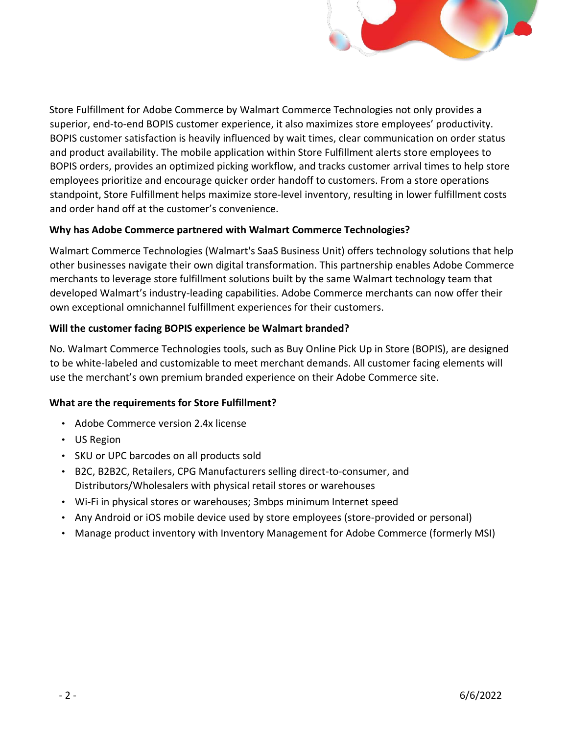Store Fulfillment for Adobe Commerce by Walmart Commerce Technologies not only provides a superior, end-to-end BOPIS customer experience, it also maximizes store employees' productivity. BOPIS customer satisfaction is heavily influenced by wait times, clear communication on order status and product availability. The mobile application within Store Fulfillment alerts store employees to BOPIS orders, provides an optimized picking workflow, and tracks customer arrival times to help store employees prioritize and encourage quicker order handoff to customers. From a store operations standpoint, Store Fulfillment helps maximize store-level inventory, resulting in lower fulfillment costs and order hand off at the customer's convenience.

**Why has Adobe Commerce partnered with Walmart Commerce Technologies?**

Walmart Commerce Technologies (Walmart's SaaS Business Unit) offers technology solutions that help other businesses navigate their own digital transformation. This partnership enables Adobe Commerce merchants to leverage store fulfillment solutions built by the same Walmart technology team that developed Walmart's industry-leading capabilities. Adobe Commerce merchants can now offer their own exceptional omnichannel fulfillment experiences for their customers.

**Will the customer facing BOPIS experience be Walmart branded?**

No. Walmart Commerce Technologies tools, such as Buy Online Pick Up in Store (BOPIS), are designed to be white-labeled and customizable to meet merchant demands. All customer facing elements will use the merchant's own premium branded experience on their Adobe Commerce site.

**What are the requirements for Store Fulfillment?**

- Adobe Commerce version 2.4x license
- US Region
- SKU or UPC barcodes on all products sold
- B2C, B2B2C, Retailers, CPG Manufacturers selling direct-to-consumer, and Distributors/Wholesalers with physical retail stores or warehouses
- Wi-Fi in physical stores or warehouses; 3mbps minimum Internet speed
- Any Android or iOS mobile device used by store employees (store-provided or personal)
- Manage product inventory with Inventory Management for Adobe Commerce (formerly MSI)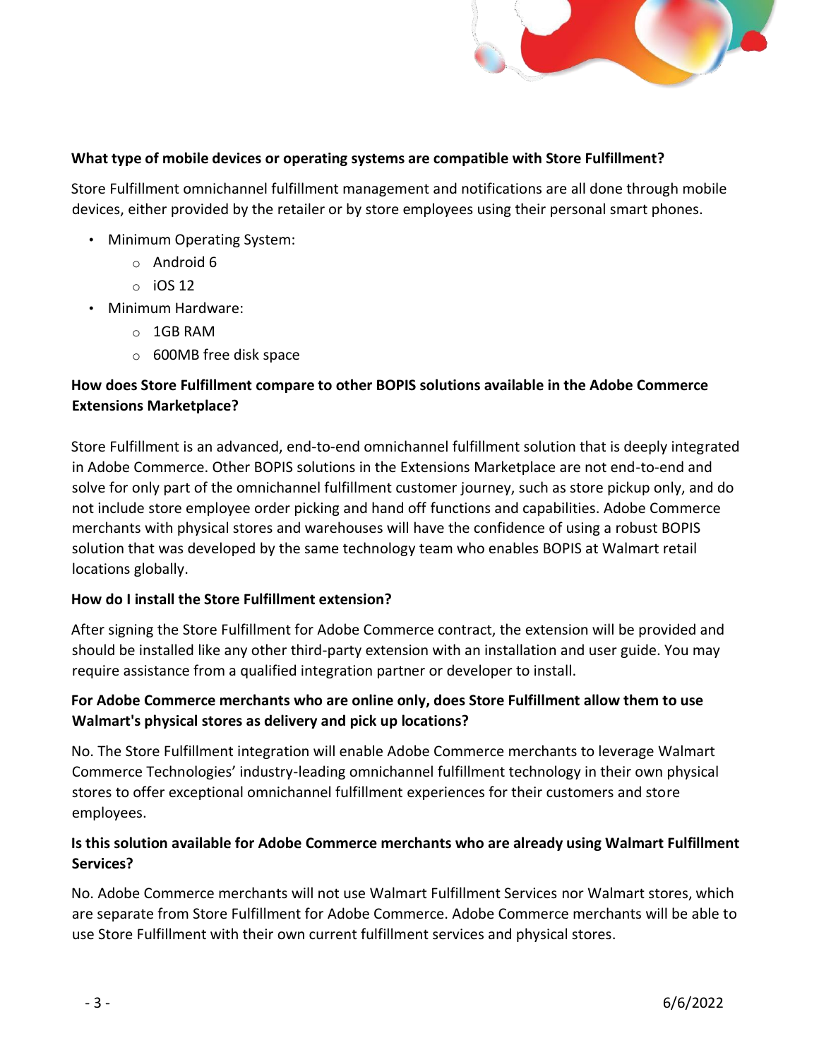**What type of mobile devices or operating systems are compatible with Store Fulfillment?**

Store Fulfillment omnichannel fulfillment management and notifications are all done through mobile devices, either provided by the retailer or by store employees using their personal smart phones.

- Minimum Operating System:
  - Android 6
  - iOS 12
- Minimum Hardware:
  - 1GB RAM
  - 600MB free disk space

**How does Store Fulfillment compare to other BOPIS solutions available in the Adobe Commerce Extensions Marketplace?**

Store Fulfillment is an advanced, end-to-end omnichannel fulfillment solution that is deeply integrated in Adobe Commerce. Other BOPIS solutions in the Extensions Marketplace are not end-to-end and solve for only part of the omnichannel fulfillment customer journey, such as store pickup only, and do not include store employee order picking and hand off functions and capabilities. Adobe Commerce merchants with physical stores and warehouses will have the confidence of using a robust BOPIS solution that was developed by the same technology team who enables BOPIS at Walmart retail locations globally.

**How do I install the Store Fulfillment extension?**

After signing the Store Fulfillment for Adobe Commerce contract, the extension will be provided and should be installed like any other third-party extension with an installation and user guide. You may require assistance from a qualified integration partner or developer to install.

**For Adobe Commerce merchants who are online only, does Store Fulfillment allow them to use Walmart's physical stores as delivery and pick up locations?**

No. The Store Fulfillment integration will enable Adobe Commerce merchants to leverage Walmart Commerce Technologies' industry-leading omnichannel fulfillment technology in their own physical stores to offer exceptional omnichannel fulfillment experiences for their customers and store employees.

**Is this solution available for Adobe Commerce merchants who are already using Walmart Fulfillment Services?**

No. Adobe Commerce merchants will not use Walmart Fulfillment Services nor Walmart stores, which are separate from Store Fulfillment for Adobe Commerce. Adobe Commerce merchants will be able to use Store Fulfillment with their own current fulfillment services and physical stores.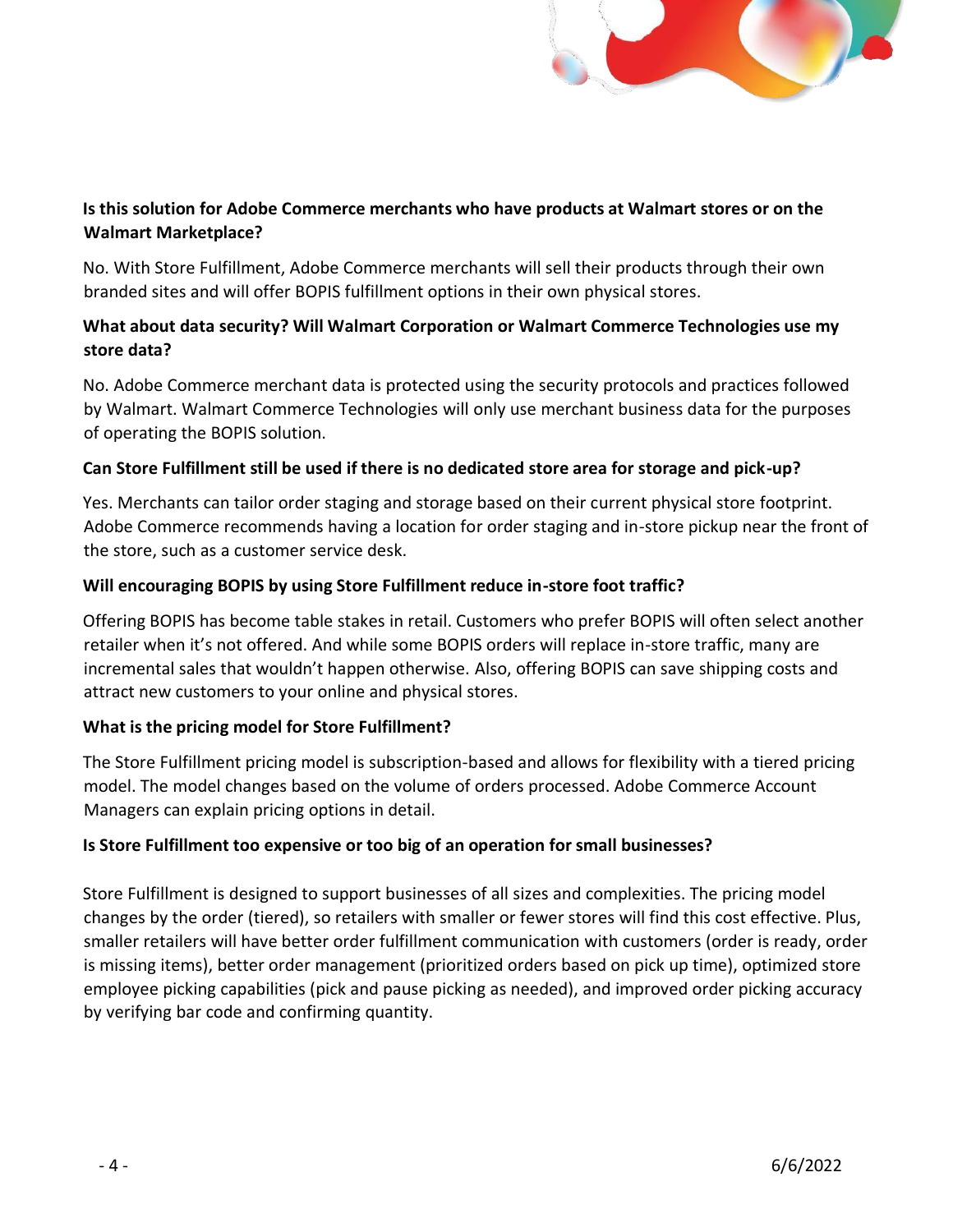**Is this solution for Adobe Commerce merchants who have products at Walmart stores or on the Walmart Marketplace?**

No. With Store Fulfillment, Adobe Commerce merchants will sell their products through their own branded sites and will offer BOPIS fulfillment options in their own physical stores.

**What about data security? Will Walmart Corporation or Walmart Commerce Technologies use my store data?**

No. Adobe Commerce merchant data is protected using the security protocols and practices followed by Walmart. Walmart Commerce Technologies will only use merchant business data for the purposes of operating the BOPIS solution.

**Can Store Fulfillment still be used if there is no dedicated store area for storage and pick-up?**

Yes. Merchants can tailor order staging and storage based on their current physical store footprint. Adobe Commerce recommends having a location for order staging and in-store pickup near the front of the store, such as a customer service desk.

**Will encouraging BOPIS by using Store Fulfillment reduce in-store foot traffic?**

Offering BOPIS has become table stakes in retail. Customers who prefer BOPIS will often select another retailer when it's not offered. And while some BOPIS orders will replace in-store traffic, many are incremental sales that wouldn't happen otherwise. Also, offering BOPIS can save shipping costs and attract new customers to your online and physical stores.

**What is the pricing model for Store Fulfillment?**

The Store Fulfillment pricing model is subscription-based and allows for flexibility with a tiered pricing model. The model changes based on the volume of orders processed. Adobe Commerce Account Managers can explain pricing options in detail.

**Is Store Fulfillment too expensive or too big of an operation for small businesses?**

Store Fulfillment is designed to support businesses of all sizes and complexities. The pricing model changes by the order (tiered), so retailers with smaller or fewer stores will find this cost effective. Plus, smaller retailers will have better order fulfillment communication with customers (order is ready, order is missing items), better order management (prioritized orders based on pick up time), optimized store employee picking capabilities (pick and pause picking as needed), and improved order picking accuracy by verifying bar code and confirming quantity.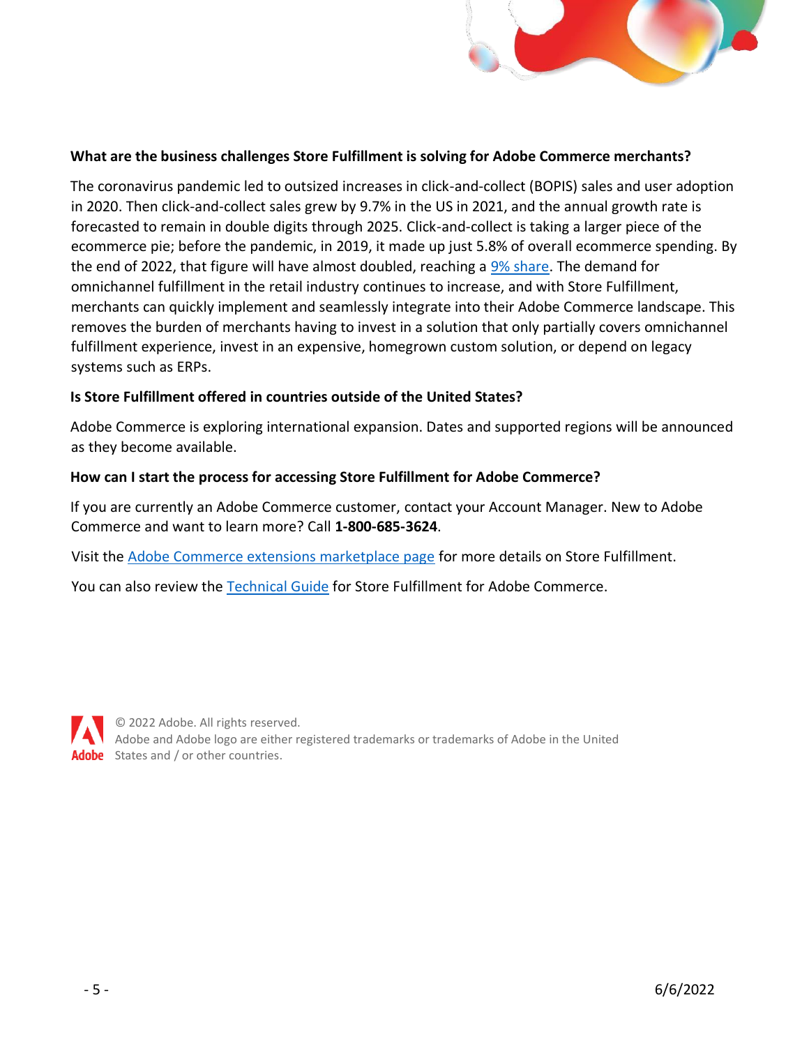**What are the business challenges Store Fulfillment is solving for Adobe Commerce merchants?**

The coronavirus pandemic led to outsized increases in click-and-collect (BOPIS) sales and user adoption in 2020. Then click-and-collect sales grew by 9.7% in the US in 2021, and the annual growth rate is forecasted to remain in double digits through 2025. Click-and-collect is taking a larger piece of the ecommerce pie; before the pandemic, in 2019, it made up just 5.8% of overall ecommerce spending. By the end of 2022, that figure will have almost doubled, reaching a 9% share. The demand for omnichannel fulfillment in the retail industry continues to increase, and with Store Fulfillment, merchants can quickly implement and seamlessly integrate into their Adobe Commerce landscape. This removes the burden of merchants having to invest in a solution that only partially covers omnichannel fulfillment experience, invest in an expensive, homegrown custom solution, or depend on legacy systems such as ERPs.

**Is Store Fulfillment offered in countries outside of the United States?**

Adobe Commerce is exploring international expansion. Dates and supported regions will be announced as they become available.

**How can I start the process for accessing Store Fulfillment for Adobe Commerce?**

If you are currently an Adobe Commerce customer, contact your Account Manager. New to Adobe Commerce and want to learn more? Call **1-800-685-3624**.

Visit the Adobe Commerce extensions marketplace page for more details on Store Fulfillment.

You can also review the Technical Guide for Store Fulfillment for Adobe Commerce.

© 2022 Adobe. All rights reserved.
Adobe and Adobe logo are either registered trademarks or trademarks of Adobe in the United States and / or other countries.